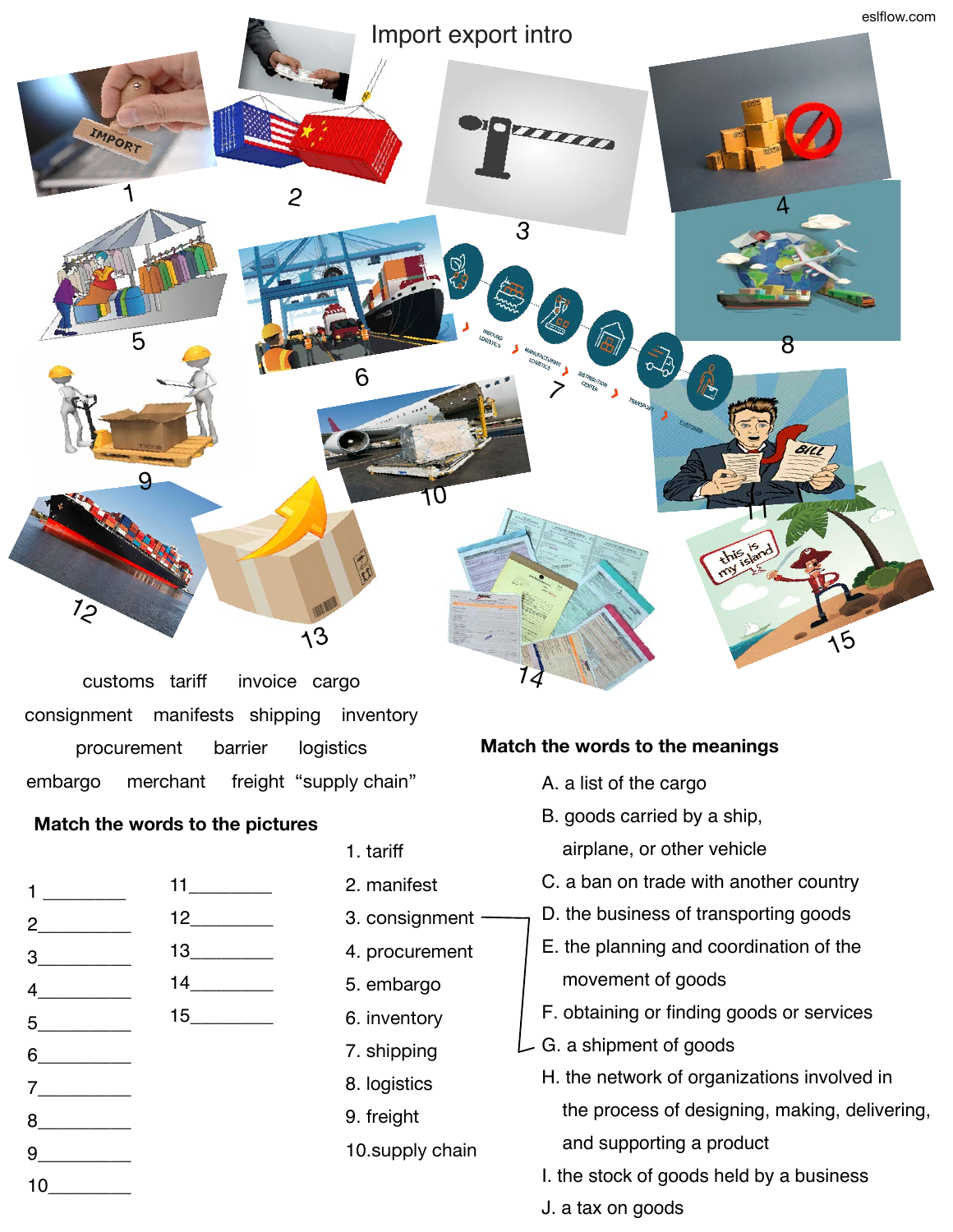# Import export intro

customs   tariff   invoice   cargo

consignment   manifests   shipping   inventory

procurement   barrier   logistics

embargo   merchant   freight   "supply chain"

## Match the words to the pictures

1 _________

2 _________

3 _________

4 _________

5 _________

6 _________

7 _________

8 _________

9 _________

10 _________

11 _________

12 _________

13 _________

14 _________

15 _________

## Match the words to the meanings

1. tariff
2. manifest
3. consignment
4. procurement
5. embargo
6. inventory
7. shipping
8. logistics
9. freight
10. supply chain

A. a list of the cargo

B. goods carried by a ship, airplane, or other vehicle

C. a ban on trade with another country

D. the business of transporting goods

E. the planning and coordination of the movement of goods

F. obtaining or finding goods or services

G. a shipment of goods

H. the network of organizations involved in the process of designing, making, delivering, and supporting a product

I. the stock of goods held by a business

J. a tax on goods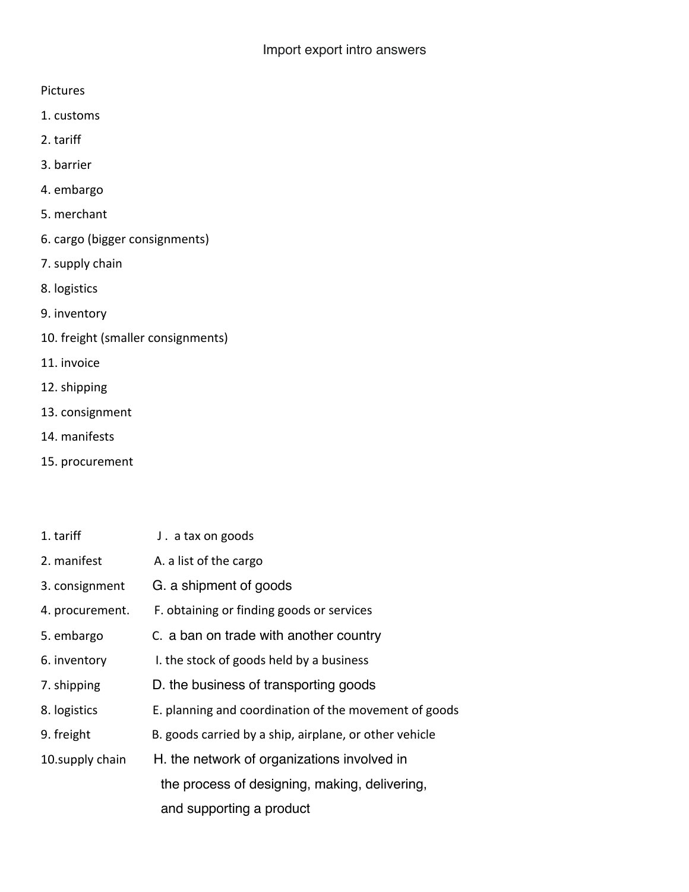# Import export intro answers

Pictures

1. customs
2. tariff
3. barrier
4. embargo
5. merchant
6. cargo (bigger consignments)
7. supply chain
8. logistics
9. inventory
10. freight (smaller consignments)
11. invoice
12. shipping
13. consignment
14. manifests
15. procurement

| | |
|---|---|
| 1. tariff | J . a tax on goods |
| 2. manifest | A. a list of the cargo |
| 3. consignment | G. a shipment of goods |
| 4. procurement. | F. obtaining or finding goods or services |
| 5. embargo | C. a ban on trade with another country |
| 6. inventory | I. the stock of goods held by a business |
| 7. shipping | D. the business of transporting goods |
| 8. logistics | E. planning and coordination of the movement of goods |
| 9. freight | B. goods carried by a ship, airplane, or other vehicle |
| 10.supply chain | H. the network of organizations involved in the process of designing, making, delivering, and supporting a product |